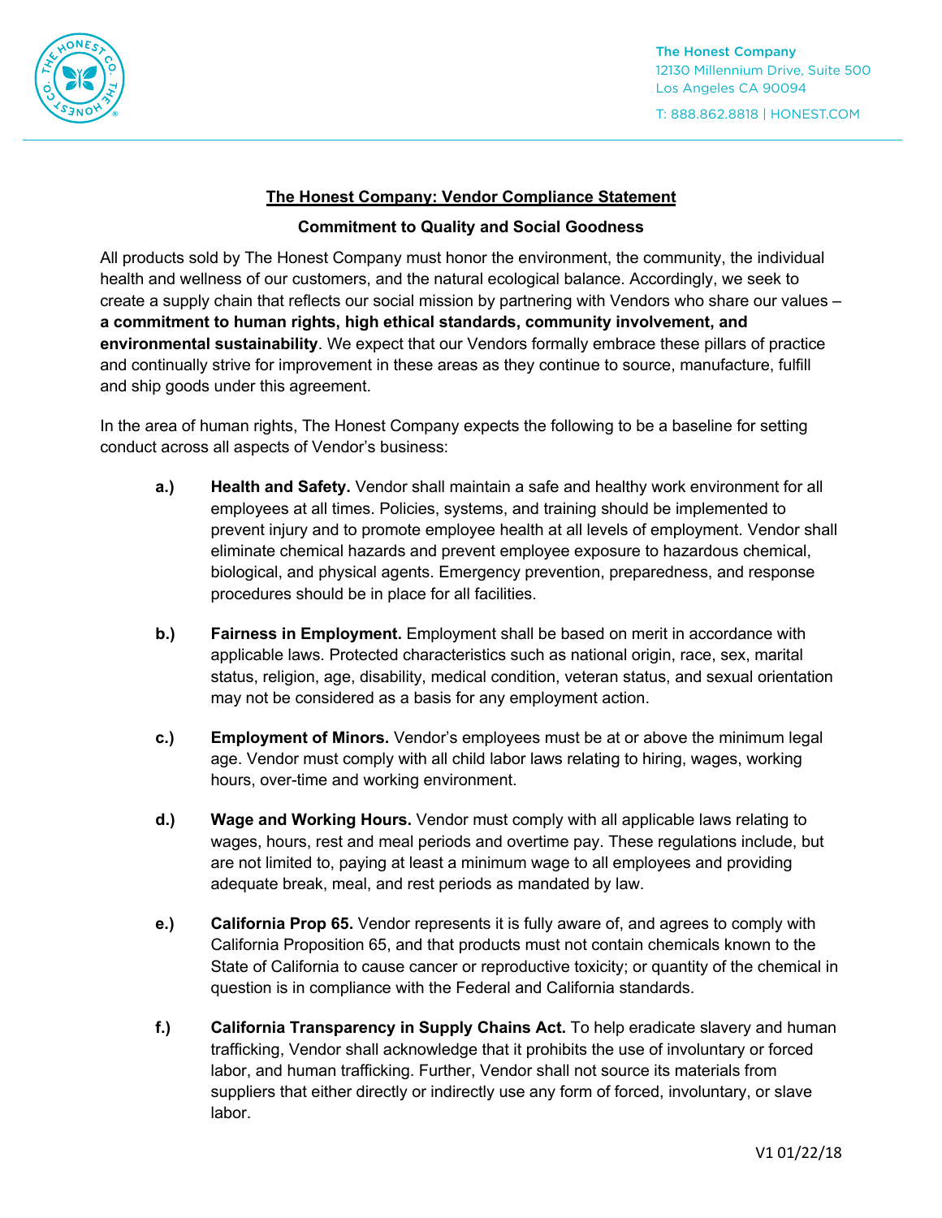The Honest Company
12130 Millennium Drive, Suite 500
Los Angeles CA 90094

T: 888.862.8818 | HONEST.COM

## The Honest Company: Vendor Compliance Statement

### Commitment to Quality and Social Goodness

All products sold by The Honest Company must honor the environment, the community, the individual health and wellness of our customers, and the natural ecological balance. Accordingly, we seek to create a supply chain that reflects our social mission by partnering with Vendors who share our values – **a commitment to human rights, high ethical standards, community involvement, and environmental sustainability**. We expect that our Vendors formally embrace these pillars of practice and continually strive for improvement in these areas as they continue to source, manufacture, fulfill and ship goods under this agreement.

In the area of human rights, The Honest Company expects the following to be a baseline for setting conduct across all aspects of Vendor's business:

**a.)** **Health and Safety.** Vendor shall maintain a safe and healthy work environment for all employees at all times. Policies, systems, and training should be implemented to prevent injury and to promote employee health at all levels of employment. Vendor shall eliminate chemical hazards and prevent employee exposure to hazardous chemical, biological, and physical agents. Emergency prevention, preparedness, and response procedures should be in place for all facilities.

**b.)** **Fairness in Employment.** Employment shall be based on merit in accordance with applicable laws. Protected characteristics such as national origin, race, sex, marital status, religion, age, disability, medical condition, veteran status, and sexual orientation may not be considered as a basis for any employment action.

**c.)** **Employment of Minors.** Vendor's employees must be at or above the minimum legal age. Vendor must comply with all child labor laws relating to hiring, wages, working hours, over-time and working environment.

**d.)** **Wage and Working Hours.** Vendor must comply with all applicable laws relating to wages, hours, rest and meal periods and overtime pay. These regulations include, but are not limited to, paying at least a minimum wage to all employees and providing adequate break, meal, and rest periods as mandated by law.

**e.)** **California Prop 65.** Vendor represents it is fully aware of, and agrees to comply with California Proposition 65, and that products must not contain chemicals known to the State of California to cause cancer or reproductive toxicity; or quantity of the chemical in question is in compliance with the Federal and California standards.

**f.)** **California Transparency in Supply Chains Act.** To help eradicate slavery and human trafficking, Vendor shall acknowledge that it prohibits the use of involuntary or forced labor, and human trafficking. Further, Vendor shall not source its materials from suppliers that either directly or indirectly use any form of forced, involuntary, or slave labor.

V1 01/22/18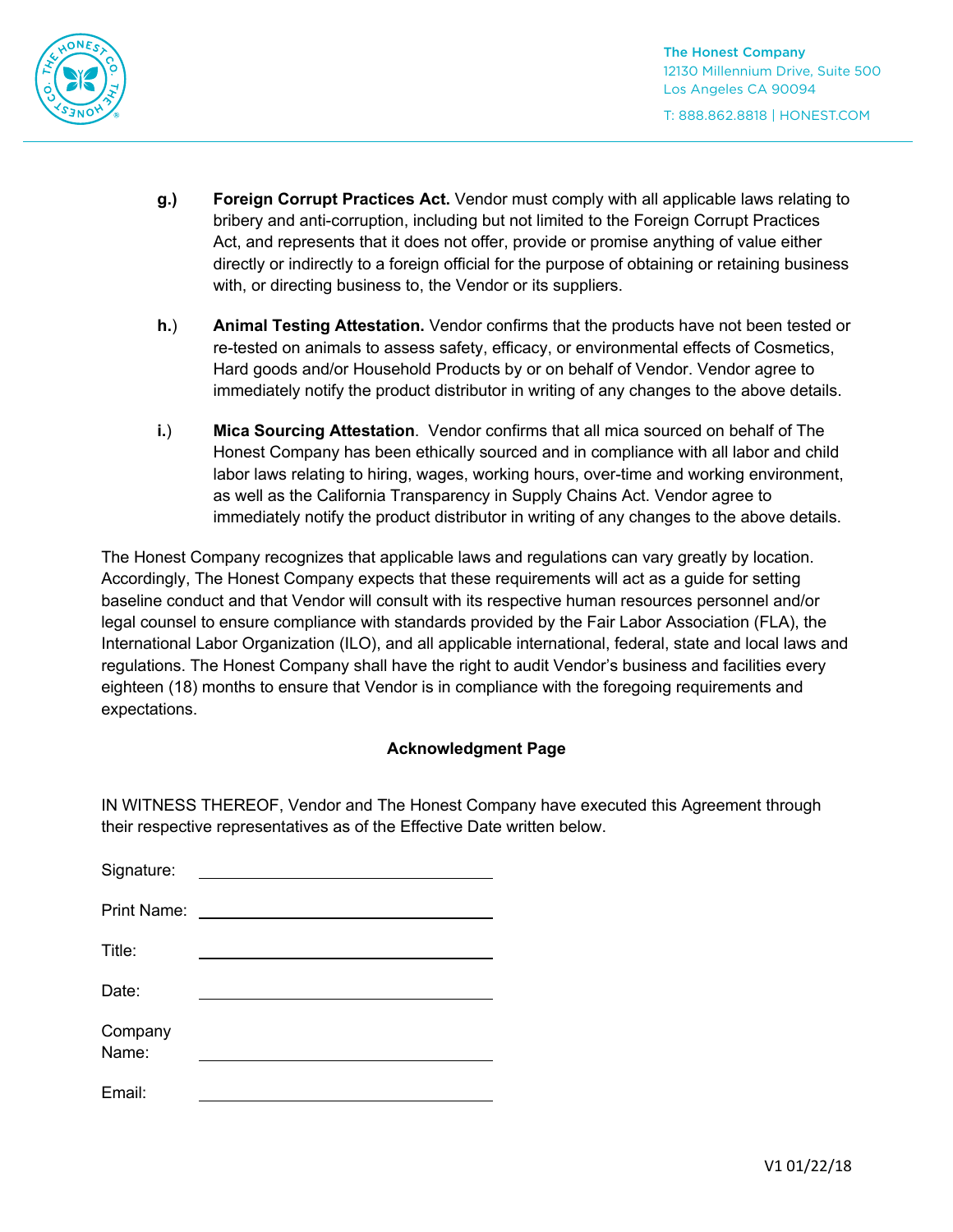**g.)** **Foreign Corrupt Practices Act.** Vendor must comply with all applicable laws relating to bribery and anti-corruption, including but not limited to the Foreign Corrupt Practices Act, and represents that it does not offer, provide or promise anything of value either directly or indirectly to a foreign official for the purpose of obtaining or retaining business with, or directing business to, the Vendor or its suppliers.

**h.**) **Animal Testing Attestation.** Vendor confirms that the products have not been tested or re-tested on animals to assess safety, efficacy, or environmental effects of Cosmetics, Hard goods and/or Household Products by or on behalf of Vendor. Vendor agree to immediately notify the product distributor in writing of any changes to the above details.

**i.**) **Mica Sourcing Attestation**. Vendor confirms that all mica sourced on behalf of The Honest Company has been ethically sourced and in compliance with all labor and child labor laws relating to hiring, wages, working hours, over-time and working environment, as well as the California Transparency in Supply Chains Act. Vendor agree to immediately notify the product distributor in writing of any changes to the above details.

The Honest Company recognizes that applicable laws and regulations can vary greatly by location. Accordingly, The Honest Company expects that these requirements will act as a guide for setting baseline conduct and that Vendor will consult with its respective human resources personnel and/or legal counsel to ensure compliance with standards provided by the Fair Labor Association (FLA), the International Labor Organization (ILO), and all applicable international, federal, state and local laws and regulations. The Honest Company shall have the right to audit Vendor's business and facilities every eighteen (18) months to ensure that Vendor is in compliance with the foregoing requirements and expectations.

**Acknowledgment Page**

IN WITNESS THEREOF, Vendor and The Honest Company have executed this Agreement through their respective representatives as of the Effective Date written below.

Signature: ______________________________

Print Name: ______________________________

Title: ______________________________

Date: ______________________________

Company Name: ______________________________

Email: ______________________________

V1 01/22/18